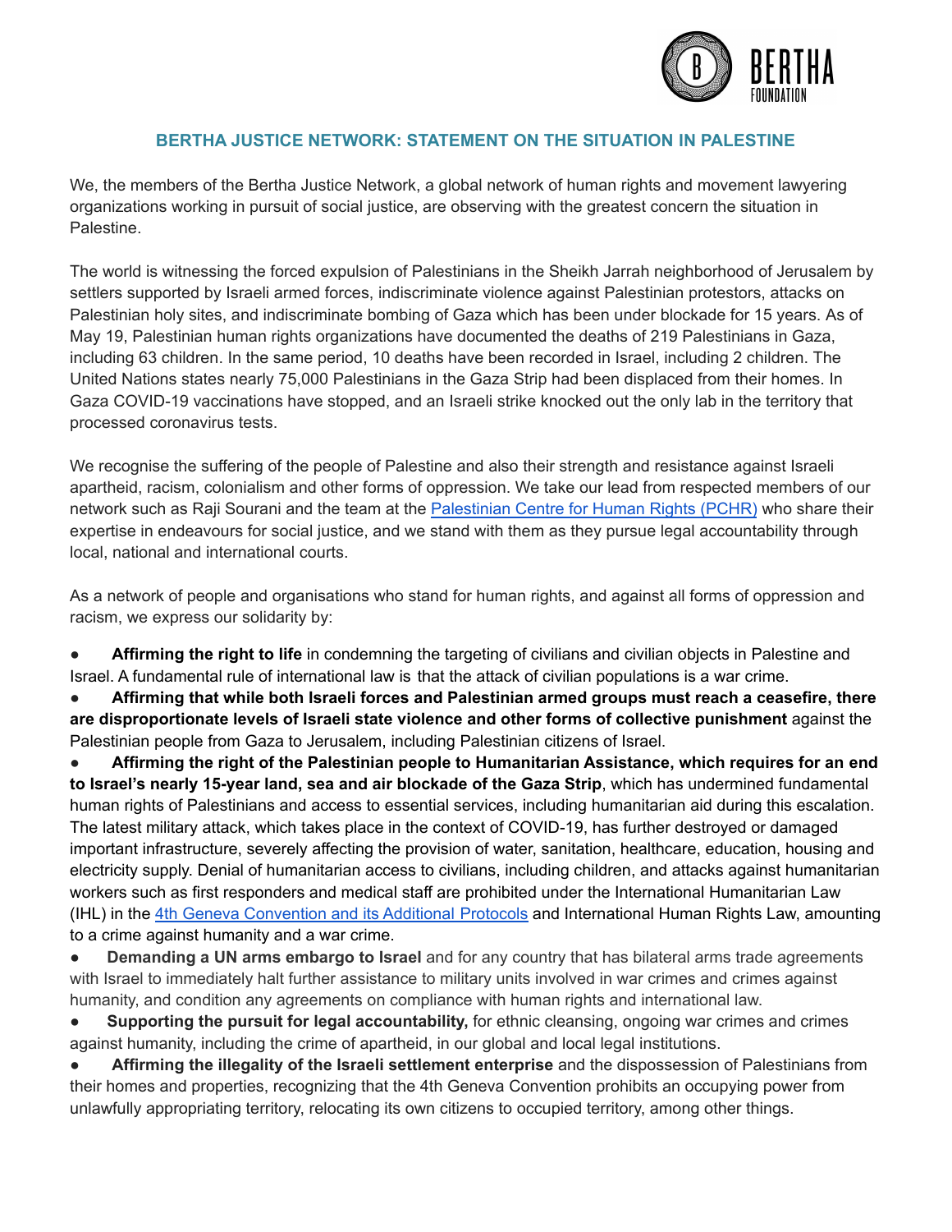## BERTHA JUSTICE NETWORK: STATEMENT ON THE SITUATION IN PALESTINE

We, the members of the Bertha Justice Network, a global network of human rights and movement lawyering organizations working in pursuit of social justice, are observing with the greatest concern the situation in Palestine.

The world is witnessing the forced expulsion of Palestinians in the Sheikh Jarrah neighborhood of Jerusalem by settlers supported by Israeli armed forces, indiscriminate violence against Palestinian protestors, attacks on Palestinian holy sites, and indiscriminate bombing of Gaza which has been under blockade for 15 years. As of May 19, Palestinian human rights organizations have documented the deaths of 219 Palestinians in Gaza, including 63 children. In the same period, 10 deaths have been recorded in Israel, including 2 children. The United Nations states nearly 75,000 Palestinians in the Gaza Strip had been displaced from their homes. In Gaza COVID-19 vaccinations have stopped, and an Israeli strike knocked out the only lab in the territory that processed coronavirus tests.

We recognise the suffering of the people of Palestine and also their strength and resistance against Israeli apartheid, racism, colonialism and other forms of oppression. We take our lead from respected members of our network such as Raji Sourani and the team at the [Palestinian Centre for Human Rights (PCHR)]() who share their expertise in endeavours for social justice, and we stand with them as they pursue legal accountability through local, national and international courts.

As a network of people and organisations who stand for human rights, and against all forms of oppression and racism, we express our solidarity by:

- **Affirming the right to life** in condemning the targeting of civilians and civilian objects in Palestine and Israel. A fundamental rule of international law is that the attack of civilian populations is a war crime.
- **Affirming that while both Israeli forces and Palestinian armed groups must reach a ceasefire, there are disproportionate levels of Israeli state violence and other forms of collective punishment** against the Palestinian people from Gaza to Jerusalem, including Palestinian citizens of Israel.
- **Affirming the right of the Palestinian people to Humanitarian Assistance, which requires for an end to Israel's nearly 15-year land, sea and air blockade of the Gaza Strip**, which has undermined fundamental human rights of Palestinians and access to essential services, including humanitarian aid during this escalation. The latest military attack, which takes place in the context of COVID-19, has further destroyed or damaged important infrastructure, severely affecting the provision of water, sanitation, healthcare, education, housing and electricity supply. Denial of humanitarian access to civilians, including children, and attacks against humanitarian workers such as first responders and medical staff are prohibited under the International Humanitarian Law (IHL) in the [4th Geneva Convention and its Additional Protocols]() and International Human Rights Law, amounting to a crime against humanity and a war crime.
- **Demanding a UN arms embargo to Israel** and for any country that has bilateral arms trade agreements with Israel to immediately halt further assistance to military units involved in war crimes and crimes against humanity, and condition any agreements on compliance with human rights and international law.
- **Supporting the pursuit for legal accountability,** for ethnic cleansing, ongoing war crimes and crimes against humanity, including the crime of apartheid, in our global and local legal institutions.
- **Affirming the illegality of the Israeli settlement enterprise** and the dispossession of Palestinians from their homes and properties, recognizing that the 4th Geneva Convention prohibits an occupying power from unlawfully appropriating territory, relocating its own citizens to occupied territory, among other things.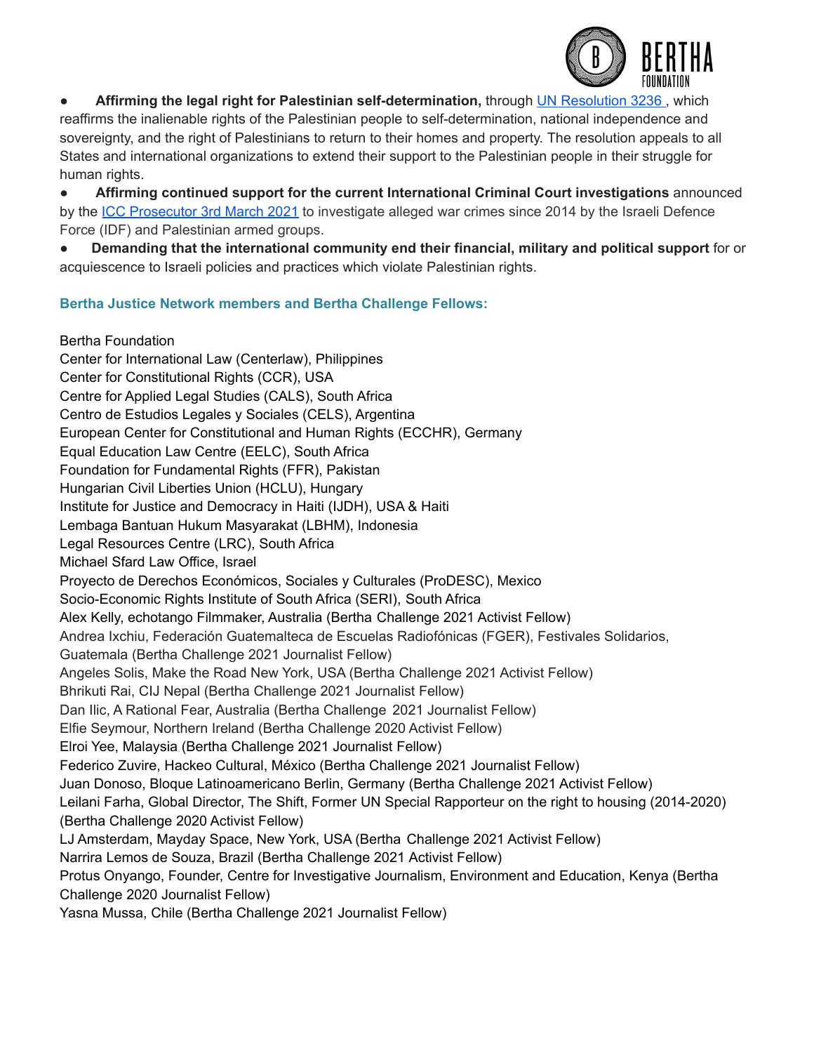- **Affirming the legal right for Palestinian self-determination,** through [UN Resolution 3236](), which reaffirms the inalienable rights of the Palestinian people to self-determination, national independence and sovereignty, and the right of Palestinians to return to their homes and property. The resolution appeals to all States and international organizations to extend their support to the Palestinian people in their struggle for human rights.
- **Affirming continued support for the current International Criminal Court investigations** announced by the [ICC Prosecutor 3rd March 2021]() to investigate alleged war crimes since 2014 by the Israeli Defence Force (IDF) and Palestinian armed groups.
- **Demanding that the international community end their financial, military and political support** for or acquiescence to Israeli policies and practices which violate Palestinian rights.

### Bertha Justice Network members and Bertha Challenge Fellows:

Bertha Foundation
Center for International Law (Centerlaw), Philippines
Center for Constitutional Rights (CCR), USA
Centre for Applied Legal Studies (CALS), South Africa
Centro de Estudios Legales y Sociales (CELS), Argentina
European Center for Constitutional and Human Rights (ECCHR), Germany
Equal Education Law Centre (EELC), South Africa
Foundation for Fundamental Rights (FFR), Pakistan
Hungarian Civil Liberties Union (HCLU), Hungary
Institute for Justice and Democracy in Haiti (IJDH), USA & Haiti
Lembaga Bantuan Hukum Masyarakat (LBHM), Indonesia
Legal Resources Centre (LRC), South Africa
Michael Sfard Law Office, Israel
Proyecto de Derechos Económicos, Sociales y Culturales (ProDESC), Mexico
Socio-Economic Rights Institute of South Africa (SERI), South Africa
Alex Kelly, echotango Filmmaker, Australia (Bertha Challenge 2021 Activist Fellow)
Andrea Ixchiu, Federación Guatemalteca de Escuelas Radiofónicas (FGER), Festivales Solidarios, Guatemala (Bertha Challenge 2021 Journalist Fellow)
Angeles Solis, Make the Road New York, USA (Bertha Challenge 2021 Activist Fellow)
Bhrikuti Rai, CIJ Nepal (Bertha Challenge 2021 Journalist Fellow)
Dan Ilic, A Rational Fear, Australia (Bertha Challenge 2021 Journalist Fellow)
Elfie Seymour, Northern Ireland (Bertha Challenge 2020 Activist Fellow)
Elroi Yee, Malaysia (Bertha Challenge 2021 Journalist Fellow)
Federico Zuvire, Hackeo Cultural, México (Bertha Challenge 2021 Journalist Fellow)
Juan Donoso, Bloque Latinoamericano Berlin, Germany (Bertha Challenge 2021 Activist Fellow)
Leilani Farha, Global Director, The Shift, Former UN Special Rapporteur on the right to housing (2014-2020) (Bertha Challenge 2020 Activist Fellow)
LJ Amsterdam, Mayday Space, New York, USA (Bertha Challenge 2021 Activist Fellow)
Narrira Lemos de Souza, Brazil (Bertha Challenge 2021 Activist Fellow)
Protus Onyango, Founder, Centre for Investigative Journalism, Environment and Education, Kenya (Bertha Challenge 2020 Journalist Fellow)
Yasna Mussa, Chile (Bertha Challenge 2021 Journalist Fellow)